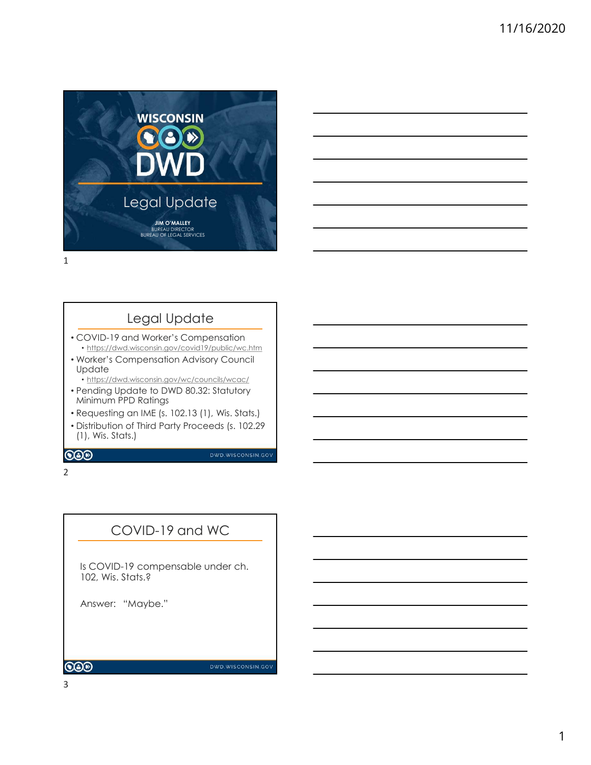# Legal Update

**JIM O'MALLEY**
BUREAU DIRECTOR
BUREAU OF LEGAL SERVICES

## Legal Update

- COVID-19 and Worker's Compensation
  - https://dwd.wisconsin.gov/covid19/public/wc.htm
- Worker's Compensation Advisory Council Update
  - https://dwd.wisconsin.gov/wc/councils/wcac/
- Pending Update to DWD 80.32: Statutory Minimum PPD Ratings
- Requesting an IME (s. 102.13 (1), Wis. Stats.)
- Distribution of Third Party Proceeds (s. 102.29 (1), Wis. Stats.)

## COVID-19 and WC

Is COVID-19 compensable under ch. 102, Wis. Stats.?

Answer: "Maybe."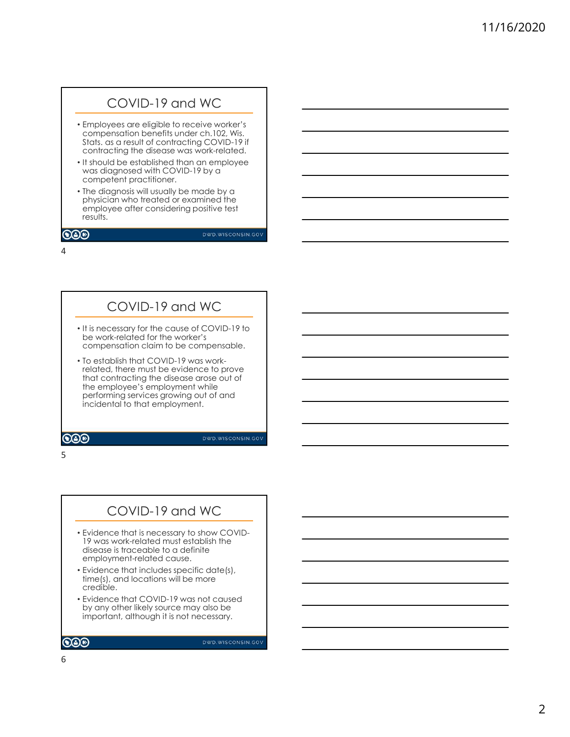## COVID-19 and WC

- Employees are eligible to receive worker's compensation benefits under ch.102, Wis. Stats. as a result of contracting COVID-19 if contracting the disease was work-related.
- It should be established than an employee was diagnosed with COVID-19 by a competent practitioner.
- The diagnosis will usually be made by a physician who treated or examined the employee after considering positive test results.

DWD.WISCONSIN.GOV

## COVID-19 and WC

- It is necessary for the cause of COVID-19 to be work-related for the worker's compensation claim to be compensable.
- To establish that COVID-19 was work-related, there must be evidence to prove that contracting the disease arose out of the employee's employment while performing services growing out of and incidental to that employment.

DWD.WISCONSIN.GOV

## COVID-19 and WC

- Evidence that is necessary to show COVID-19 was work-related must establish the disease is traceable to a definite employment-related cause.
- Evidence that includes specific date(s), time(s), and locations will be more credible.
- Evidence that COVID-19 was not caused by any other likely source may also be important, although it is not necessary.

DWD.WISCONSIN.GOV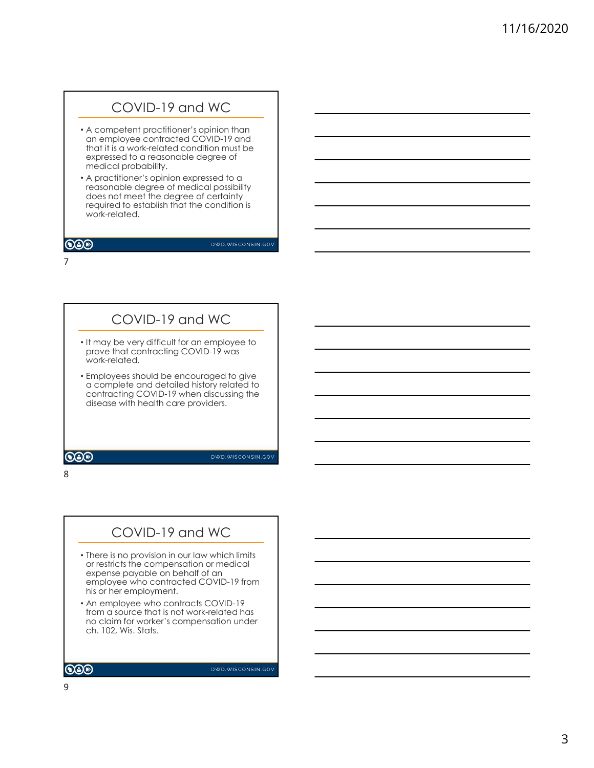## COVID-19 and WC

- A competent practitioner's opinion than an employee contracted COVID-19 and that it is a work-related condition must be expressed to a reasonable degree of medical probability.
- A practitioner's opinion expressed to a reasonable degree of medical possibility does not meet the degree of certainty required to establish that the condition is work-related.

## COVID-19 and WC

- It may be very difficult for an employee to prove that contracting COVID-19 was work-related.
- Employees should be encouraged to give a complete and detailed history related to contracting COVID-19 when discussing the disease with health care providers.

## COVID-19 and WC

- There is no provision in our law which limits or restricts the compensation or medical expense payable on behalf of an employee who contracted COVID-19 from his or her employment.
- An employee who contracts COVID-19 from a source that is not work-related has no claim for worker's compensation under ch. 102, Wis. Stats.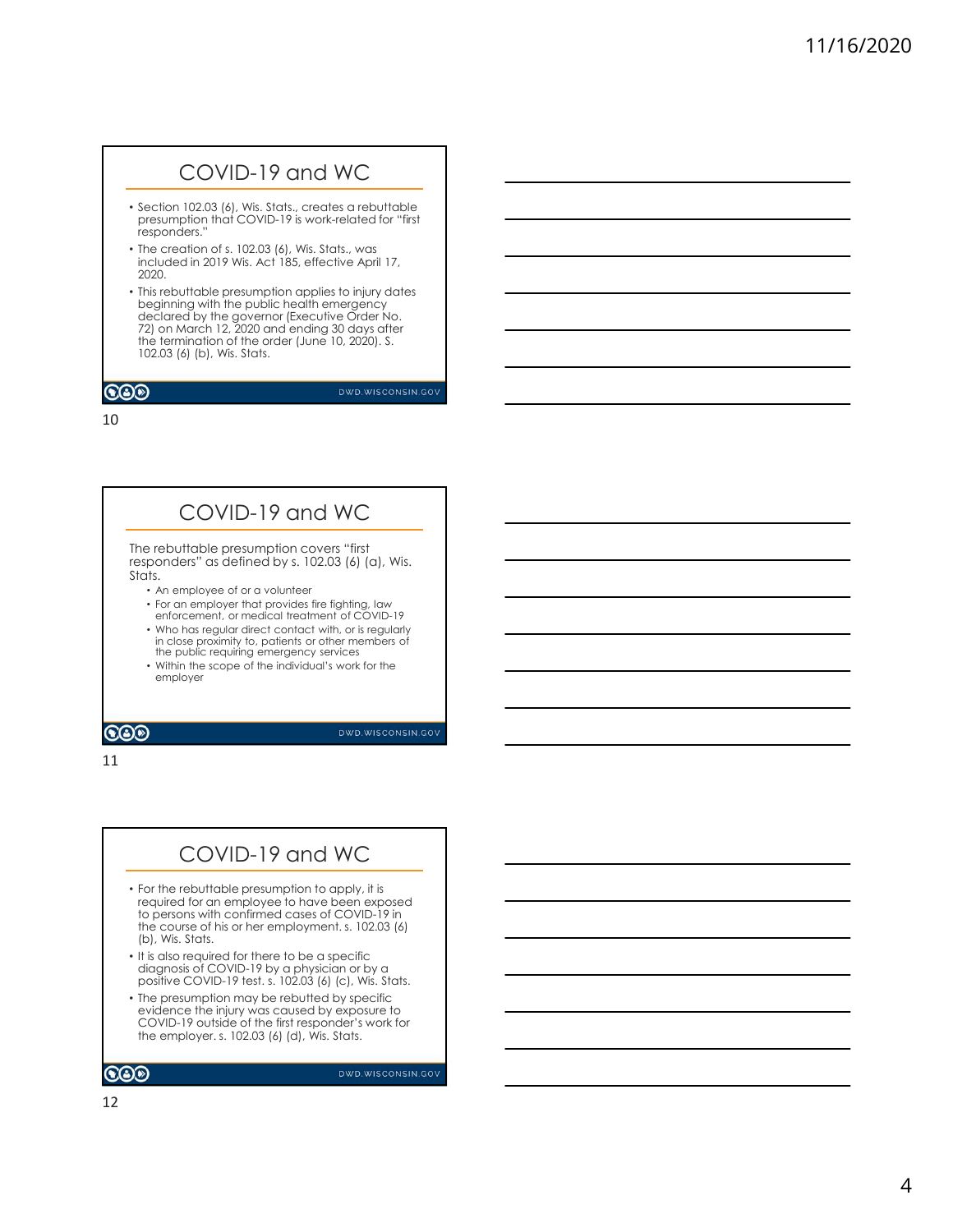## COVID-19 and WC

- Section 102.03 (6), Wis. Stats., creates a rebuttable presumption that COVID-19 is work-related for "first responders."
- The creation of s. 102.03 (6), Wis. Stats., was included in 2019 Wis. Act 185, effective April 17, 2020.
- This rebuttable presumption applies to injury dates beginning with the public health emergency declared by the governor (Executive Order No. 72) on March 12, 2020 and ending 30 days after the termination of the order (June 10, 2020). S. 102.03 (6) (b), Wis. Stats.

DWD.WISCONSIN.GOV

## COVID-19 and WC

The rebuttable presumption covers "first responders" as defined by s. 102.03 (6) (a), Wis. Stats.

- An employee of or a volunteer
- For an employer that provides fire fighting, law enforcement, or medical treatment of COVID-19
- Who has regular direct contact with, or is regularly in close proximity to, patients or other members of the public requiring emergency services
- Within the scope of the individual's work for the employer

DWD.WISCONSIN.GOV

## COVID-19 and WC

- For the rebuttable presumption to apply, it is required for an employee to have been exposed to persons with confirmed cases of COVID-19 in the course of his or her employment. s. 102.03 (6) (b), Wis. Stats.
- It is also required for there to be a specific diagnosis of COVID-19 by a physician or by a positive COVID-19 test. s. 102.03 (6) (c), Wis. Stats.
- The presumption may be rebutted by specific evidence the injury was caused by exposure to COVID-19 outside of the first responder's work for the employer. s. 102.03 (6) (d), Wis. Stats.

DWD.WISCONSIN.GOV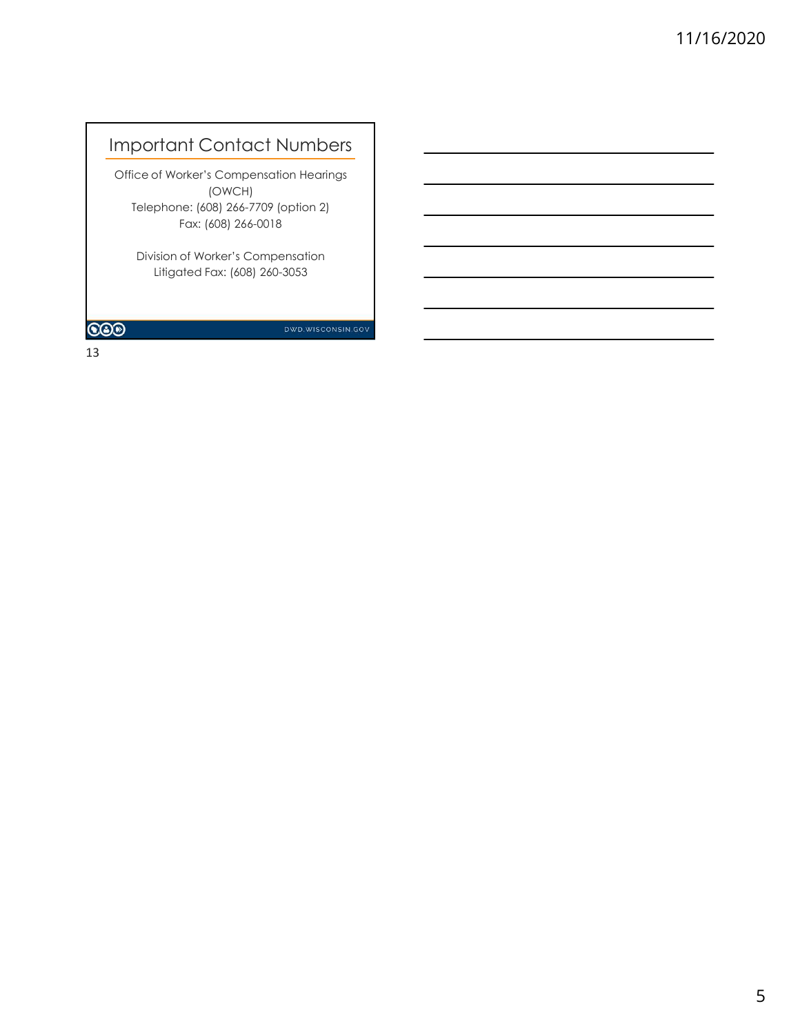## Important Contact Numbers

Office of Worker's Compensation Hearings (OWCH)
Telephone: (608) 266-7709 (option 2)
Fax: (608) 266-0018

Division of Worker's Compensation
Litigated Fax: (608) 260-3053

DWD.WISCONSIN.GOV